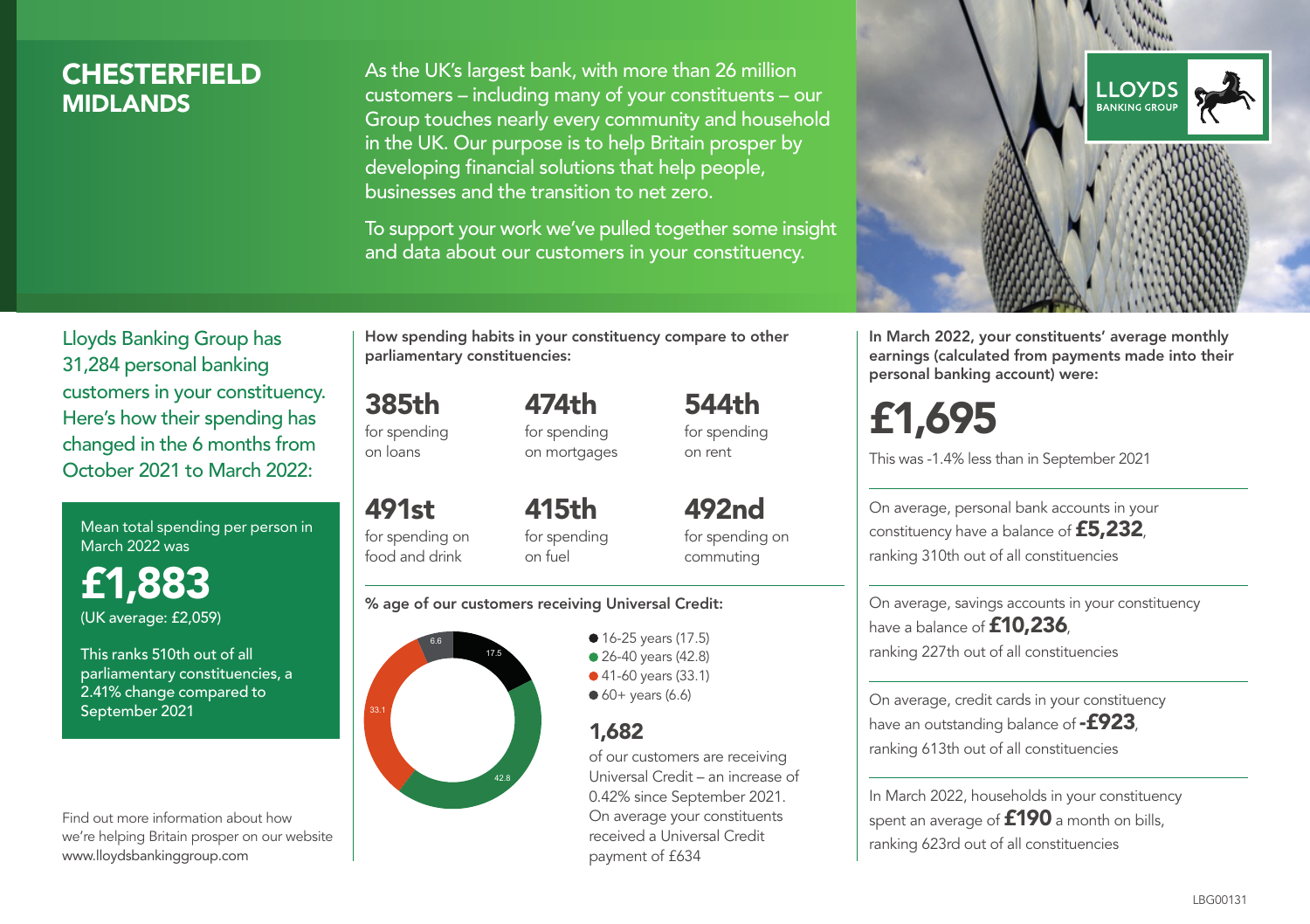# CHESTERFIELD
## MIDLANDS

As the UK's largest bank, with more than 26 million customers – including many of your constituents – our Group touches nearly every community and household in the UK. Our purpose is to help Britain prosper by developing financial solutions that help people, businesses and the transition to net zero.

To support your work we've pulled together some insight and data about our customers in your constituency.

LLOYDS BANKING GROUP

Lloyds Banking Group has 31,284 personal banking customers in your constituency. Here's how their spending has changed in the 6 months from October 2021 to March 2022:

Mean total spending per person in March 2022 was

**£1,883**
(UK average: £2,059)

This ranks 510th out of all parliamentary constituencies, a 2.41% change compared to September 2021

Find out more information about how we're helping Britain prosper on our website www.lloydsbankinggroup.com

How spending habits in your constituency compare to other parliamentary constituencies:

**385th** for spending on loans

**474th** for spending on mortgages

**544th** for spending on rent

**491st** for spending on food and drink

**415th** for spending on fuel

**492nd** for spending on commuting

% age of our customers receiving Universal Credit:

6.6
17.5
33.1
42.8

- 16-25 years (17.5)
- 26-40 years (42.8)
- 41-60 years (33.1)
- 60+ years (6.6)

**1,682**
of our customers are receiving Universal Credit – an increase of 0.42% since September 2021. On average your constituents received a Universal Credit payment of £634

In March 2022, your constituents' average monthly earnings (calculated from payments made into their personal banking account) were:

**£1,695**

This was -1.4% less than in September 2021

On average, personal bank accounts in your constituency have a balance of **£5,232**, ranking 310th out of all constituencies

On average, savings accounts in your constituency have a balance of **£10,236**, ranking 227th out of all constituencies

On average, credit cards in your constituency have an outstanding balance of **-£923**, ranking 613th out of all constituencies

In March 2022, households in your constituency spent an average of **£190** a month on bills, ranking 623rd out of all constituencies

LBG00131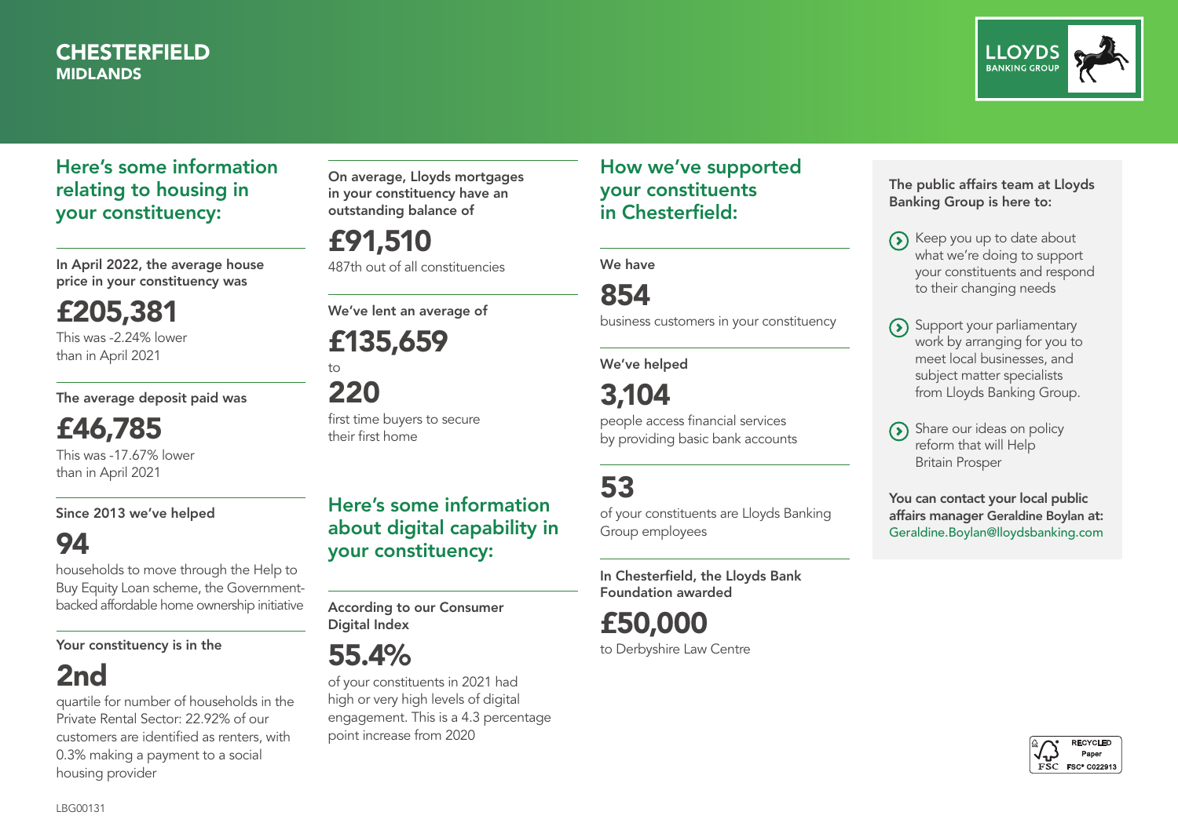# CHESTERFIELD
## MIDLANDS

LLOYDS BANKING GROUP

## Here's some information relating to housing in your constituency:

**In April 2022, the average house price in your constituency was**

**£205,381**

This was -2.24% lower than in April 2021

**The average deposit paid was**

**£46,785**

This was -17.67% lower than in April 2021

**Since 2013 we've helped**

**94**

households to move through the Help to Buy Equity Loan scheme, the Government-backed affordable home ownership initiative

**Your constituency is in the**

**2nd**

quartile for number of households in the Private Rental Sector: 22.92% of our customers are identified as renters, with 0.3% making a payment to a social housing provider

**On average, Lloyds mortgages in your constituency have an outstanding balance of**

**£91,510**

487th out of all constituencies

**We've lent an average of**

**£135,659**

to

**220**

first time buyers to secure their first home

## Here's some information about digital capability in your constituency:

**According to our Consumer Digital Index**

**55.4%**

of your constituents in 2021 had high or very high levels of digital engagement. This is a 4.3 percentage point increase from 2020

## How we've supported your constituents in Chesterfield:

**We have**

**854**

business customers in your constituency

**We've helped**

**3,104**

people access financial services by providing basic bank accounts

**53**

of your constituents are Lloyds Banking Group employees

**In Chesterfield, the Lloyds Bank Foundation awarded**

**£50,000**

to Derbyshire Law Centre

**The public affairs team at Lloyds Banking Group is here to:**

- Keep you up to date about what we're doing to support your constituents and respond to their changing needs
- Support your parliamentary work by arranging for you to meet local businesses, and subject matter specialists from Lloyds Banking Group.
- Share our ideas on policy reform that will Help Britain Prosper

**You can contact your local public affairs manager Geraldine Boylan at:**
Geraldine.Boylan@lloydsbanking.com

RECYCLED Paper FSC FSC® C022913

LBG00131